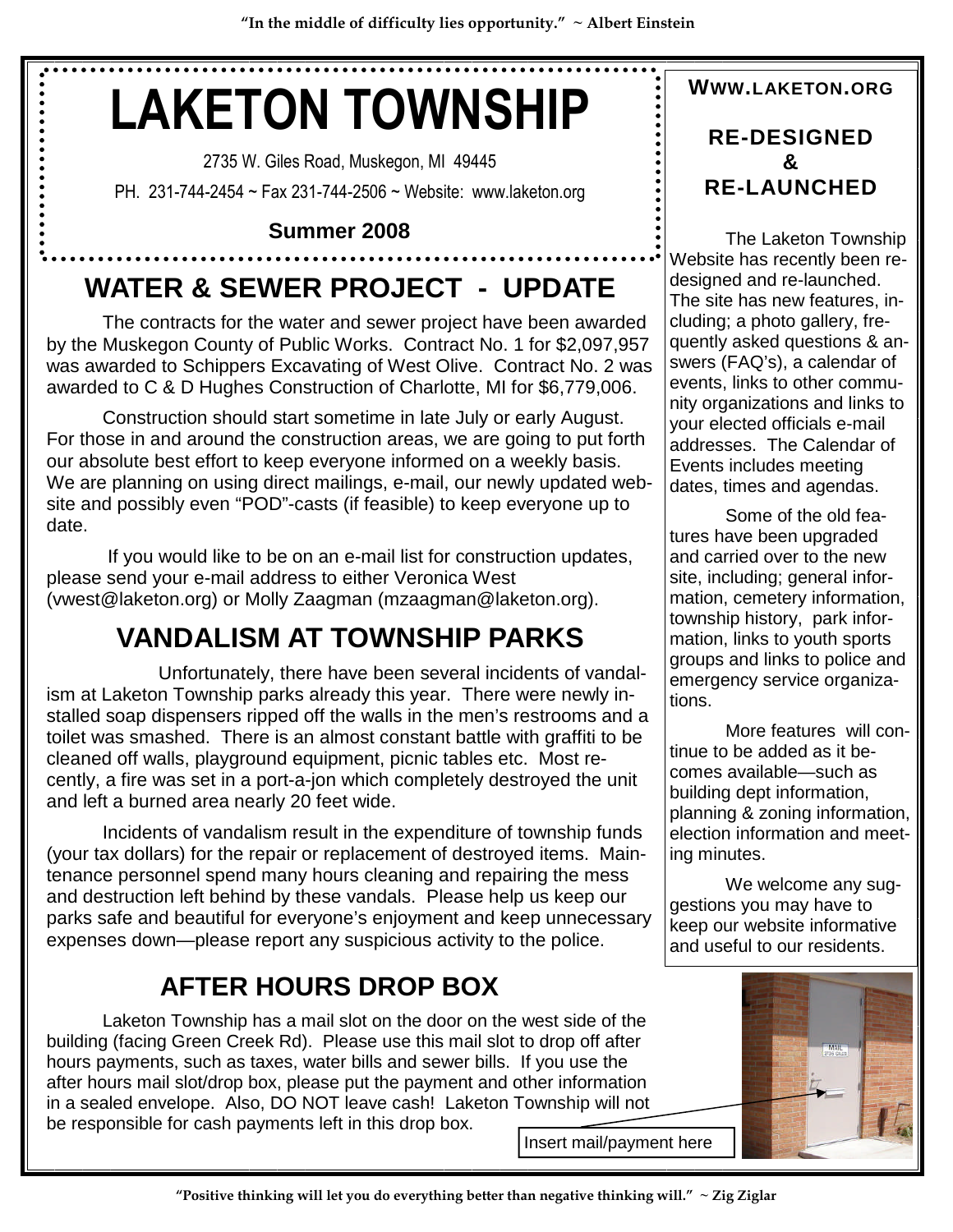"In the middle of difficulty lies opportunity." ~ Albert Einstein

# LAKETON TOWNSHIP

2735 W. Giles Road, Muskegon, MI 49445

PH. 231-744-2454 ~ Fax 231-744-2506 ~ Website: www.laketon.org

**Summer 2008**

## WATER & SEWER PROJECT - UPDATE

The contracts for the water and sewer project have been awarded by the Muskegon County of Public Works. Contract No. 1 for $2,097,957 was awarded to Schippers Excavating of West Olive. Contract No. 2 was awarded to C & D Hughes Construction of Charlotte, MI for $6,779,006.

Construction should start sometime in late July or early August. For those in and around the construction areas, we are going to put forth our absolute best effort to keep everyone informed on a weekly basis. We are planning on using direct mailings, e-mail, our newly updated website and possibly even "POD"-casts (if feasible) to keep everyone up to date.

If you would like to be on an e-mail list for construction updates, please send your e-mail address to either Veronica West (vwest@laketon.org) or Molly Zaagman (mzaagman@laketon.org).

## VANDALISM AT TOWNSHIP PARKS

Unfortunately, there have been several incidents of vandalism at Laketon Township parks already this year. There were newly installed soap dispensers ripped off the walls in the men's restrooms and a toilet was smashed. There is an almost constant battle with graffiti to be cleaned off walls, playground equipment, picnic tables etc. Most recently, a fire was set in a port-a-jon which completely destroyed the unit and left a burned area nearly 20 feet wide.

Incidents of vandalism result in the expenditure of township funds (your tax dollars) for the repair or replacement of destroyed items. Maintenance personnel spend many hours cleaning and repairing the mess and destruction left behind by these vandals. Please help us keep our parks safe and beautiful for everyone's enjoyment and keep unnecessary expenses down—please report any suspicious activity to the police.

## AFTER HOURS DROP BOX

Laketon Township has a mail slot on the door on the west side of the building (facing Green Creek Rd). Please use this mail slot to drop off after hours payments, such as taxes, water bills and sewer bills. If you use the after hours mail slot/drop box, please put the payment and other information in a sealed envelope. Also, DO NOT leave cash! Laketon Township will not be responsible for cash payments left in this drop box.

Insert mail/payment here

## WWW.LAKETON.ORG

### RE-DESIGNED & RE-LAUNCHED

The Laketon Township Website has recently been re-designed and re-launched. The site has new features, including; a photo gallery, frequently asked questions & answers (FAQ's), a calendar of events, links to other community organizations and links to your elected officials e-mail addresses. The Calendar of Events includes meeting dates, times and agendas.

Some of the old features have been upgraded and carried over to the new site, including; general information, cemetery information, township history, park information, links to youth sports groups and links to police and emergency service organizations.

More features will continue to be added as it becomes available—such as building dept information, planning & zoning information, election information and meeting minutes.

We welcome any suggestions you may have to keep our website informative and useful to our residents.

"Positive thinking will let you do everything better than negative thinking will." ~ Zig Ziglar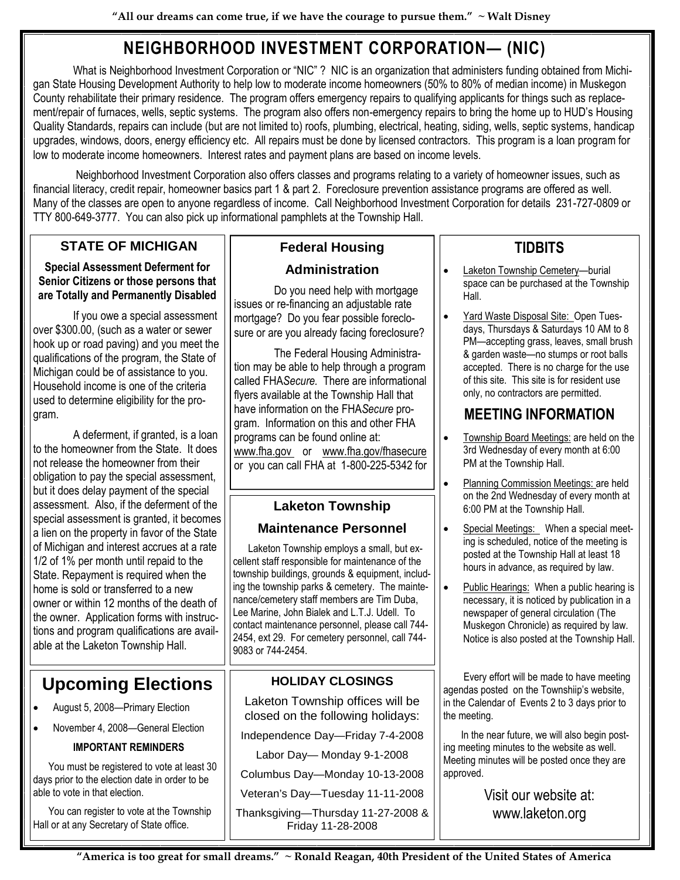"All our dreams can come true, if we have the courage to pursue them." ~ Walt Disney

# NEIGHBORHOOD INVESTMENT CORPORATION— (NIC)

What is Neighborhood Investment Corporation or "NIC" ? NIC is an organization that administers funding obtained from Michigan State Housing Development Authority to help low to moderate income homeowners (50% to 80% of median income) in Muskegon County rehabilitate their primary residence. The program offers emergency repairs to qualifying applicants for things such as replacement/repair of furnaces, wells, septic systems. The program also offers non-emergency repairs to bring the home up to HUD's Housing Quality Standards, repairs can include (but are not limited to) roofs, plumbing, electrical, heating, siding, wells, septic systems, handicap upgrades, windows, doors, energy efficiency etc. All repairs must be done by licensed contractors. This program is a loan program for low to moderate income homeowners. Interest rates and payment plans are based on income levels.

Neighborhood Investment Corporation also offers classes and programs relating to a variety of homeowner issues, such as financial literacy, credit repair, homeowner basics part 1 & part 2. Foreclosure prevention assistance programs are offered as well. Many of the classes are open to anyone regardless of income. Call Neighborhood Investment Corporation for details 231-727-0809 or TTY 800-649-3777. You can also pick up informational pamphlets at the Township Hall.

## STATE OF MICHIGAN

**Special Assessment Deferment for Senior Citizens or those persons that are Totally and Permanently Disabled**

If you owe a special assessment over $300.00, (such as a water or sewer hook up or road paving) and you meet the qualifications of the program, the State of Michigan could be of assistance to you. Household income is one of the criteria used to determine eligibility for the program.

A deferment, if granted, is a loan to the homeowner from the State. It does not release the homeowner from their obligation to pay the special assessment, but it does delay payment of the special assessment. Also, if the deferment of the special assessment is granted, it becomes a lien on the property in favor of the State of Michigan and interest accrues at a rate 1/2 of 1% per month until repaid to the State. Repayment is required when the home is sold or transferred to a new owner or within 12 months of the death of the owner. Application forms with instructions and program qualifications are available at the Laketon Township Hall.

## Upcoming Elections

- August 5, 2008—Primary Election
- November 4, 2008—General Election

**IMPORTANT REMINDERS**

You must be registered to vote at least 30 days prior to the election date in order to be able to vote in that election.

You can register to vote at the Township Hall or at any Secretary of State office.

## Federal Housing Administration

Do you need help with mortgage issues or re-financing an adjustable rate mortgage? Do you fear possible foreclosure or are you already facing foreclosure?

The Federal Housing Administration may be able to help through a program called FHA*Secure.* There are informational flyers available at the Township Hall that have information on the FHA*Secure* program. Information on this and other FHA programs can be found online at: www.fha.gov or www.fha.gov/fhasecure or you can call FHA at 1-800-225-5342 for

## Laketon Township Maintenance Personnel

Laketon Township employs a small, but excellent staff responsible for maintenance of the township buildings, grounds & equipment, including the township parks & cemetery. The maintenance/cemetery staff members are Tim Duba, Lee Marine, John Bialek and L.T.J. Udell. To contact maintenance personnel, please call 744-2454, ext 29. For cemetery personnel, call 744-9083 or 744-2454.

## HOLIDAY CLOSINGS

Laketon Township offices will be closed on the following holidays:

Independence Day—Friday 7-4-2008

Labor Day— Monday 9-1-2008

Columbus Day—Monday 10-13-2008

Veteran's Day—Tuesday 11-11-2008

Thanksgiving—Thursday 11-27-2008 & Friday 11-28-2008

## TIDBITS

- Laketon Township Cemetery—burial space can be purchased at the Township Hall.
- Yard Waste Disposal Site: Open Tuesdays, Thursdays & Saturdays 10 AM to 8 PM—accepting grass, leaves, small brush & garden waste—no stumps or root balls accepted. There is no charge for the use of this site. This site is for resident use only, no contractors are permitted.

## MEETING INFORMATION

- Township Board Meetings: are held on the 3rd Wednesday of every month at 6:00 PM at the Township Hall.
- Planning Commission Meetings: are held on the 2nd Wednesday of every month at 6:00 PM at the Township Hall.
- Special Meetings: When a special meeting is scheduled, notice of the meeting is posted at the Township Hall at least 18 hours in advance, as required by law.
- Public Hearings: When a public hearing is necessary, it is noticed by publication in a newspaper of general circulation (The Muskegon Chronicle) as required by law. Notice is also posted at the Township Hall.

Every effort will be made to have meeting agendas posted on the Townshiip's website, in the Calendar of Events 2 to 3 days prior to the meeting.

In the near future, we will also begin posting meeting minutes to the website as well. Meeting minutes will be posted once they are approved.

Visit our website at: www.laketon.org

"America is too great for small dreams." ~ Ronald Reagan, 40th President of the United States of America